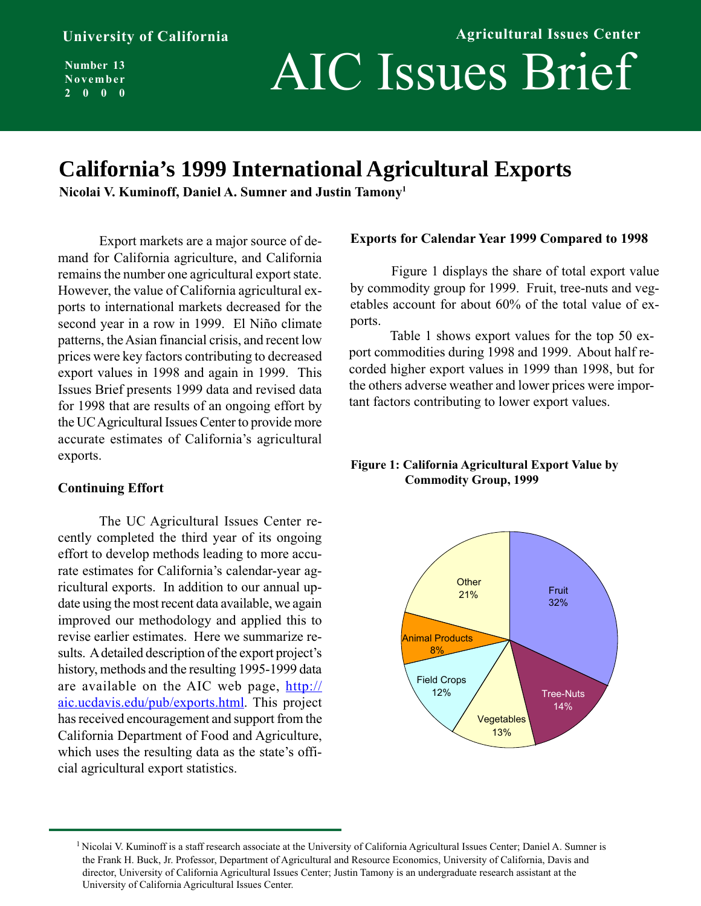University of California

Agricultural Issues Center

Number 13
November
2000

# AIC Issues Brief

## California's 1999 International Agricultural Exports

**Nicolai V. Kuminoff, Daniel A. Sumner and Justin Tamony**[1]

Export markets are a major source of demand for California agriculture, and California remains the number one agricultural export state. However, the value of California agricultural exports to international markets decreased for the second year in a row in 1999. El Niño climate patterns, the Asian financial crisis, and recent low prices were key factors contributing to decreased export values in 1998 and again in 1999. This Issues Brief presents 1999 data and revised data for 1998 that are results of an ongoing effort by the UC Agricultural Issues Center to provide more accurate estimates of California's agricultural exports.

### Continuing Effort

The UC Agricultural Issues Center recently completed the third year of its ongoing effort to develop methods leading to more accurate estimates for California's calendar-year agricultural exports. In addition to our annual update using the most recent data available, we again improved our methodology and applied this to revise earlier estimates. Here we summarize results. A detailed description of the export project's history, methods and the resulting 1995-1999 data are available on the AIC web page, [http://aic.ucdavis.edu/pub/exports.html](http://aic.ucdavis.edu/pub/exports.html). This project has received encouragement and support from the California Department of Food and Agriculture, which uses the resulting data as the state's official agricultural export statistics.

### Exports for Calendar Year 1999 Compared to 1998

Figure 1 displays the share of total export value by commodity group for 1999. Fruit, tree-nuts and vegetables account for about 60% of the total value of exports.

Table 1 shows export values for the top 50 export commodities during 1998 and 1999. About half recorded higher export values in 1999 than 1998, but for the others adverse weather and lower prices were important factors contributing to lower export values.

**Figure 1: California Agricultural Export Value by Commodity Group, 1999**

| Commodity Group | Share |
|---|---|
| Fruit | 32% |
| Tree-Nuts | 14% |
| Vegetables | 13% |
| Field Crops | 12% |
| Animal Products | 8% |
| Other | 21% |

[1] Nicolai V. Kuminoff is a staff research associate at the University of California Agricultural Issues Center; Daniel A. Sumner is the Frank H. Buck, Jr. Professor, Department of Agricultural and Resource Economics, University of California, Davis and director, University of California Agricultural Issues Center; Justin Tamony is an undergraduate research assistant at the University of California Agricultural Issues Center.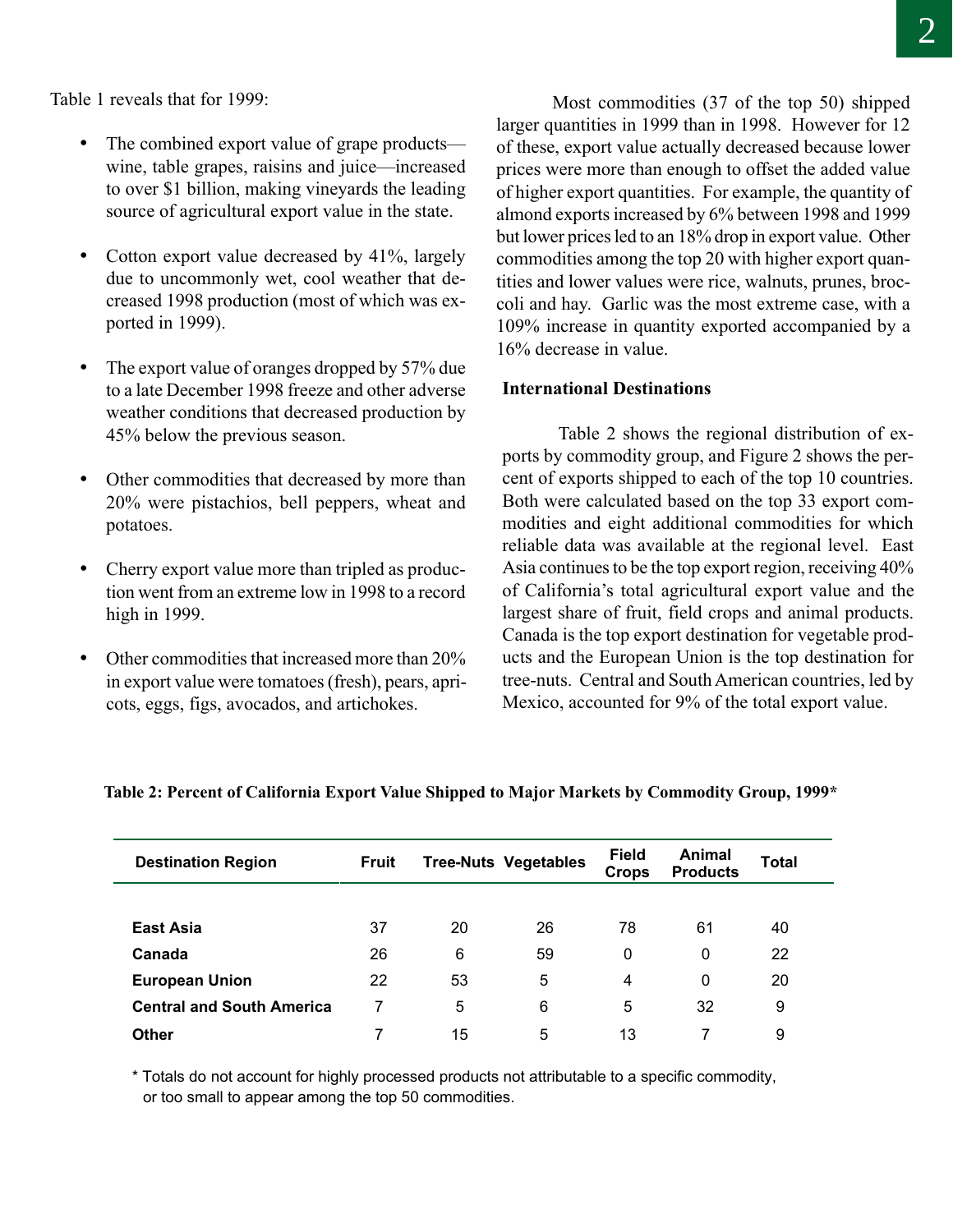Table 1 reveals that for 1999:

- The combined export value of grape products—wine, table grapes, raisins and juice—increased to over $1 billion, making vineyards the leading source of agricultural export value in the state.
- Cotton export value decreased by 41%, largely due to uncommonly wet, cool weather that decreased 1998 production (most of which was exported in 1999).
- The export value of oranges dropped by 57% due to a late December 1998 freeze and other adverse weather conditions that decreased production by 45% below the previous season.
- Other commodities that decreased by more than 20% were pistachios, bell peppers, wheat and potatoes.
- Cherry export value more than tripled as production went from an extreme low in 1998 to a record high in 1999.
- Other commodities that increased more than 20% in export value were tomatoes (fresh), pears, apricots, eggs, figs, avocados, and artichokes.

Most commodities (37 of the top 50) shipped larger quantities in 1999 than in 1998. However for 12 of these, export value actually decreased because lower prices were more than enough to offset the added value of higher export quantities. For example, the quantity of almond exports increased by 6% between 1998 and 1999 but lower prices led to an 18% drop in export value. Other commodities among the top 20 with higher export quantities and lower values were rice, walnuts, prunes, broccoli and hay. Garlic was the most extreme case, with a 109% increase in quantity exported accompanied by a 16% decrease in value.

### International Destinations

Table 2 shows the regional distribution of exports by commodity group, and Figure 2 shows the percent of exports shipped to each of the top 10 countries. Both were calculated based on the top 33 export commodities and eight additional commodities for which reliable data was available at the regional level. East Asia continues to be the top export region, receiving 40% of California's total agricultural export value and the largest share of fruit, field crops and animal products. Canada is the top export destination for vegetable products and the European Union is the top destination for tree-nuts. Central and South American countries, led by Mexico, accounted for 9% of the total export value.

**Table 2: Percent of California Export Value Shipped to Major Markets by Commodity Group, 1999***

| Destination Region | Fruit | Tree-Nuts | Vegetables | Field Crops | Animal Products | Total |
|---|---|---|---|---|---|---|
| **East Asia** | 37 | 20 | 26 | 78 | 61 | 40 |
| **Canada** | 26 | 6 | 59 | 0 | 0 | 22 |
| **European Union** | 22 | 53 | 5 | 4 | 0 | 20 |
| **Central and South America** | 7 | 5 | 6 | 5 | 32 | 9 |
| **Other** | 7 | 15 | 5 | 13 | 7 | 9 |

\* Totals do not account for highly processed products not attributable to a specific commodity, or too small to appear among the top 50 commodities.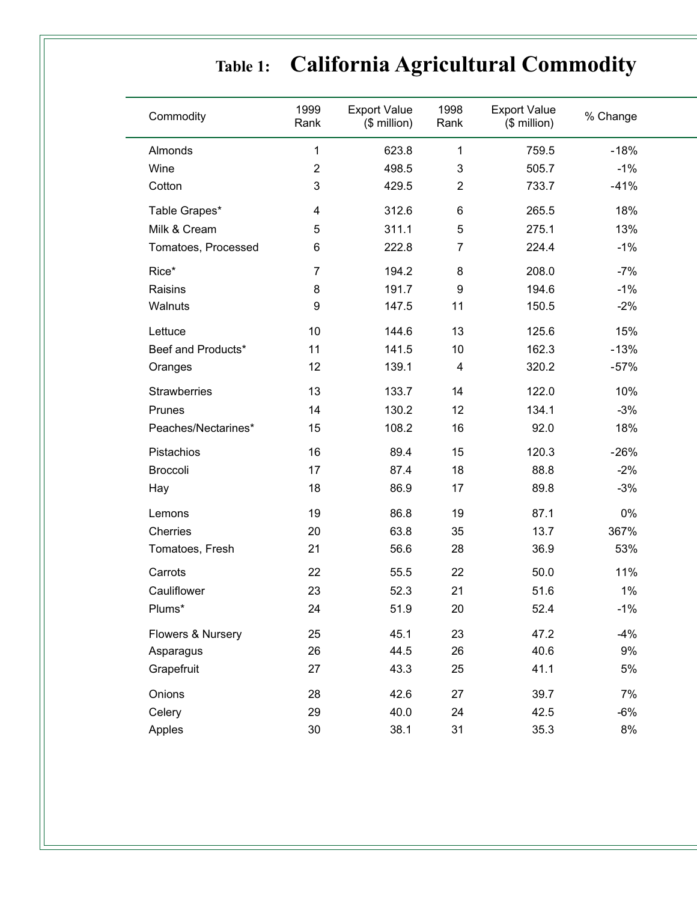**Table 1:** **California Agricultural Commodity**

| Commodity | 1999 Rank | Export Value ($ million) | 1998 Rank | Export Value ($ million) | % Change |
|---|---|---|---|---|---|
| Almonds | 1 | 623.8 | 1 | 759.5 | -18% |
| Wine | 2 | 498.5 | 3 | 505.7 | -1% |
| Cotton | 3 | 429.5 | 2 | 733.7 | -41% |
| Table Grapes* | 4 | 312.6 | 6 | 265.5 | 18% |
| Milk & Cream | 5 | 311.1 | 5 | 275.1 | 13% |
| Tomatoes, Processed | 6 | 222.8 | 7 | 224.4 | -1% |
| Rice* | 7 | 194.2 | 8 | 208.0 | -7% |
| Raisins | 8 | 191.7 | 9 | 194.6 | -1% |
| Walnuts | 9 | 147.5 | 11 | 150.5 | -2% |
| Lettuce | 10 | 144.6 | 13 | 125.6 | 15% |
| Beef and Products* | 11 | 141.5 | 10 | 162.3 | -13% |
| Oranges | 12 | 139.1 | 4 | 320.2 | -57% |
| Strawberries | 13 | 133.7 | 14 | 122.0 | 10% |
| Prunes | 14 | 130.2 | 12 | 134.1 | -3% |
| Peaches/Nectarines* | 15 | 108.2 | 16 | 92.0 | 18% |
| Pistachios | 16 | 89.4 | 15 | 120.3 | -26% |
| Broccoli | 17 | 87.4 | 18 | 88.8 | -2% |
| Hay | 18 | 86.9 | 17 | 89.8 | -3% |
| Lemons | 19 | 86.8 | 19 | 87.1 | 0% |
| Cherries | 20 | 63.8 | 35 | 13.7 | 367% |
| Tomatoes, Fresh | 21 | 56.6 | 28 | 36.9 | 53% |
| Carrots | 22 | 55.5 | 22 | 50.0 | 11% |
| Cauliflower | 23 | 52.3 | 21 | 51.6 | 1% |
| Plums* | 24 | 51.9 | 20 | 52.4 | -1% |
| Flowers & Nursery | 25 | 45.1 | 23 | 47.2 | -4% |
| Asparagus | 26 | 44.5 | 26 | 40.6 | 9% |
| Grapefruit | 27 | 43.3 | 25 | 41.1 | 5% |
| Onions | 28 | 42.6 | 27 | 39.7 | 7% |
| Celery | 29 | 40.0 | 24 | 42.5 | -6% |
| Apples | 30 | 38.1 | 31 | 35.3 | 8% |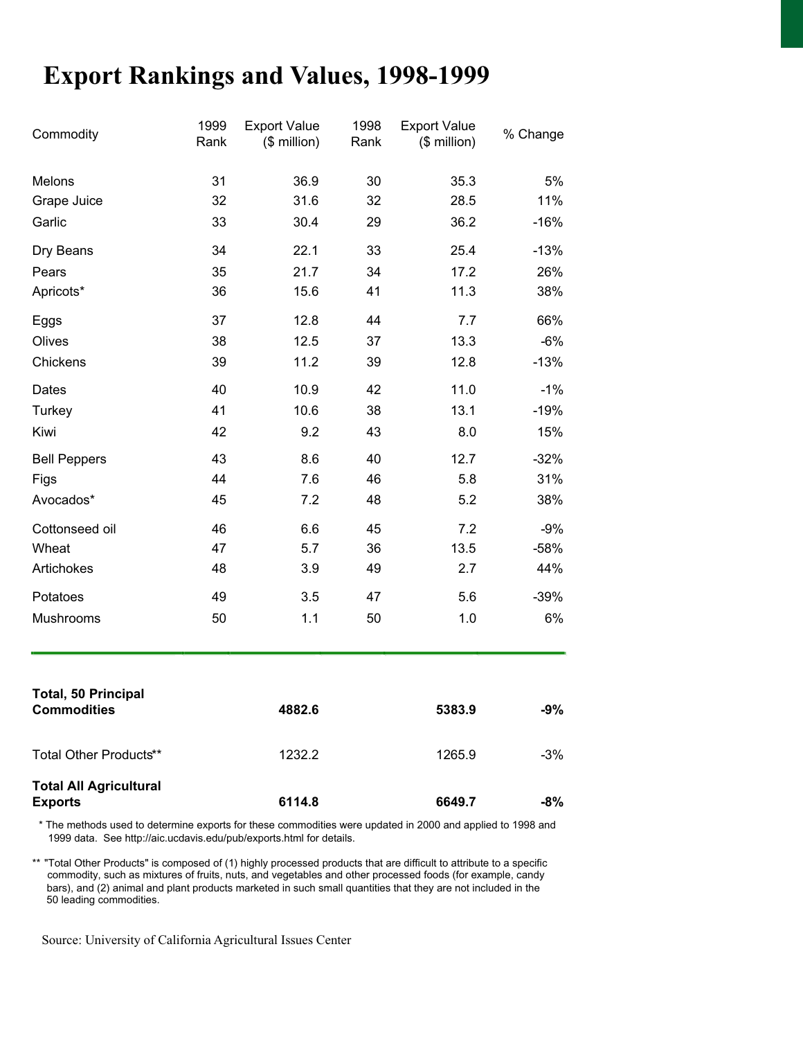# Export Rankings and Values, 1998-1999

| Commodity | 1999 Rank | Export Value ($ million) | 1998 Rank | Export Value ($ million) | % Change |
|---|---|---|---|---|---|
| Melons | 31 | 36.9 | 30 | 35.3 | 5% |
| Grape Juice | 32 | 31.6 | 32 | 28.5 | 11% |
| Garlic | 33 | 30.4 | 29 | 36.2 | -16% |
| Dry Beans | 34 | 22.1 | 33 | 25.4 | -13% |
| Pears | 35 | 21.7 | 34 | 17.2 | 26% |
| Apricots* | 36 | 15.6 | 41 | 11.3 | 38% |
| Eggs | 37 | 12.8 | 44 | 7.7 | 66% |
| Olives | 38 | 12.5 | 37 | 13.3 | -6% |
| Chickens | 39 | 11.2 | 39 | 12.8 | -13% |
| Dates | 40 | 10.9 | 42 | 11.0 | -1% |
| Turkey | 41 | 10.6 | 38 | 13.1 | -19% |
| Kiwi | 42 | 9.2 | 43 | 8.0 | 15% |
| Bell Peppers | 43 | 8.6 | 40 | 12.7 | -32% |
| Figs | 44 | 7.6 | 46 | 5.8 | 31% |
| Avocados* | 45 | 7.2 | 48 | 5.2 | 38% |
| Cottonseed oil | 46 | 6.6 | 45 | 7.2 | -9% |
| Wheat | 47 | 5.7 | 36 | 13.5 | -58% |
| Artichokes | 48 | 3.9 | 49 | 2.7 | 44% |
| Potatoes | 49 | 3.5 | 47 | 5.6 | -39% |
| Mushrooms | 50 | 1.1 | 50 | 1.0 | 6% |
| **Total, 50 Principal Commodities** | | **4882.6** | | **5383.9** | **-9%** |
| Total Other Products** | | 1232.2 | | 1265.9 | -3% |
| **Total All Agricultural Exports** | | **6114.8** | | **6649.7** | **-8%** |

\* The methods used to determine exports for these commodities were updated in 2000 and applied to 1998 and 1999 data. See http://aic.ucdavis.edu/pub/exports.html for details.

\*\* "Total Other Products" is composed of (1) highly processed products that are difficult to attribute to a specific commodity, such as mixtures of fruits, nuts, and vegetables and other processed foods (for example, candy bars), and (2) animal and plant products marketed in such small quantities that they are not included in the 50 leading commodities.

Source: University of California Agricultural Issues Center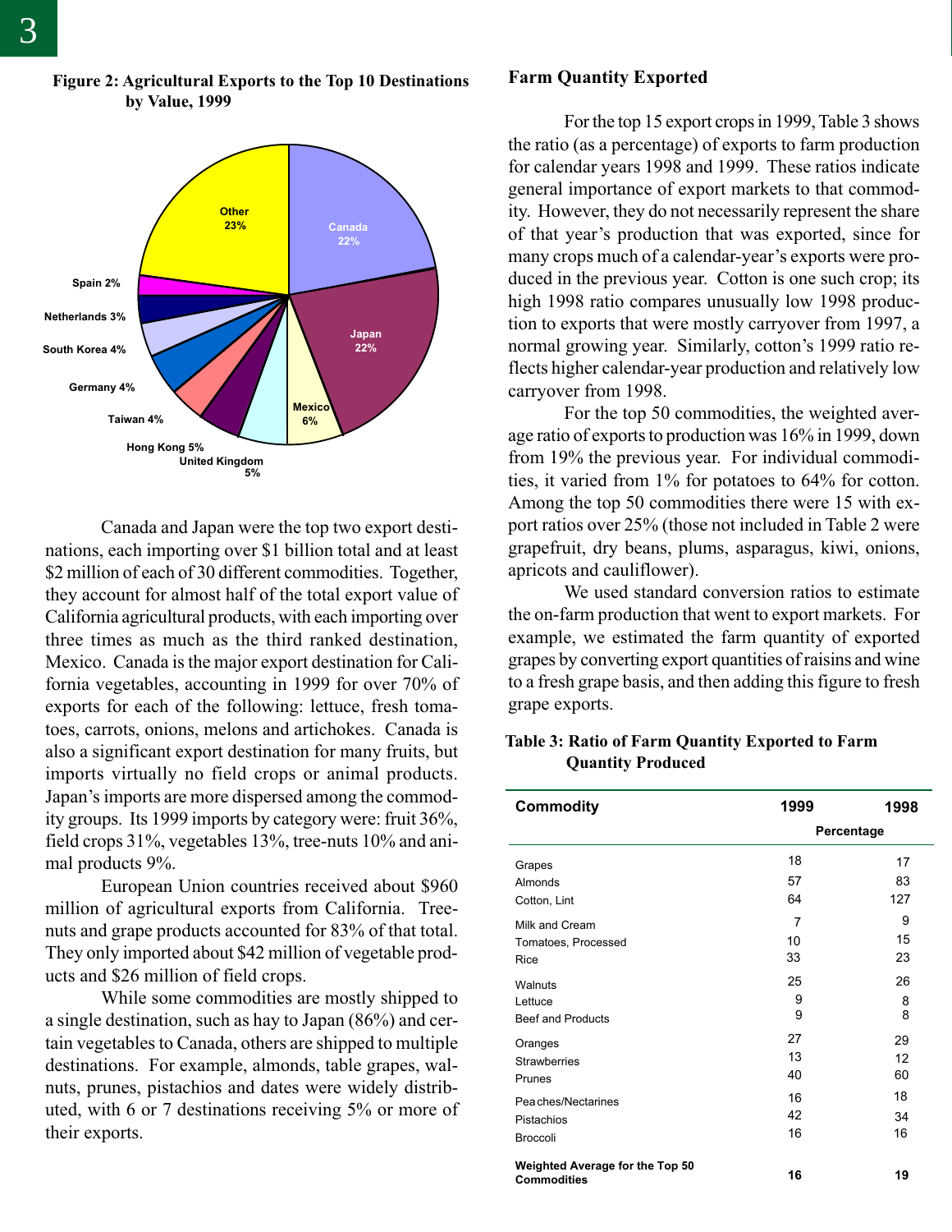**Figure 2: Agricultural Exports to the Top 10 Destinations by Value, 1999**

Canada and Japan were the top two export destinations, each importing over $1 billion total and at least $2 million of each of 30 different commodities. Together, they account for almost half of the total export value of California agricultural products, with each importing over three times as much as the third ranked destination, Mexico. Canada is the major export destination for California vegetables, accounting in 1999 for over 70% of exports for each of the following: lettuce, fresh tomatoes, carrots, onions, melons and artichokes. Canada is also a significant export destination for many fruits, but imports virtually no field crops or animal products. Japan's imports are more dispersed among the commodity groups. Its 1999 imports by category were: fruit 36%, field crops 31%, vegetables 13%, tree-nuts 10% and animal products 9%.

European Union countries received about $960 million of agricultural exports from California. Treenuts and grape products accounted for 83% of that total. They only imported about $42 million of vegetable products and $26 million of field crops.

While some commodities are mostly shipped to a single destination, such as hay to Japan (86%) and certain vegetables to Canada, others are shipped to multiple destinations. For example, almonds, table grapes, walnuts, prunes, pistachios and dates were widely distributed, with 6 or 7 destinations receiving 5% or more of their exports.

## Farm Quantity Exported

For the top 15 export crops in 1999, Table 3 shows the ratio (as a percentage) of exports to farm production for calendar years 1998 and 1999. These ratios indicate general importance of export markets to that commodity. However, they do not necessarily represent the share of that year's production that was exported, since for many crops much of a calendar-year's exports were produced in the previous year. Cotton is one such crop; its high 1998 ratio compares unusually low 1998 production to exports that were mostly carryover from 1997, a normal growing year. Similarly, cotton's 1999 ratio reflects higher calendar-year production and relatively low carryover from 1998.

For the top 50 commodities, the weighted average ratio of exports to production was 16% in 1999, down from 19% the previous year. For individual commodities, it varied from 1% for potatoes to 64% for cotton. Among the top 50 commodities there were 15 with export ratios over 25% (those not included in Table 2 were grapefruit, dry beans, plums, asparagus, kiwi, onions, apricots and cauliflower).

We used standard conversion ratios to estimate the on-farm production that went to export markets. For example, we estimated the farm quantity of exported grapes by converting export quantities of raisins and wine to a fresh grape basis, and then adding this figure to fresh grape exports.

**Table 3: Ratio of Farm Quantity Exported to Farm Quantity Produced**

| Commodity | 1999 | 1998 |
|---|---|---|
| | Percentage | |
| Grapes | 18 | 17 |
| Almonds | 57 | 83 |
| Cotton, Lint | 64 | 127 |
| Milk and Cream | 7 | 9 |
| Tomatoes, Processed | 10 | 15 |
| Rice | 33 | 23 |
| Walnuts | 25 | 26 |
| Lettuce | 9 | 8 |
| Beef and Products | 9 | 8 |
| Oranges | 27 | 29 |
| Strawberries | 13 | 12 |
| Prunes | 40 | 60 |
| Peaches/Nectarines | 16 | 18 |
| Pistachios | 42 | 34 |
| Broccoli | 16 | 16 |
| **Weighted Average for the Top 50 Commodities** | **16** | **19** |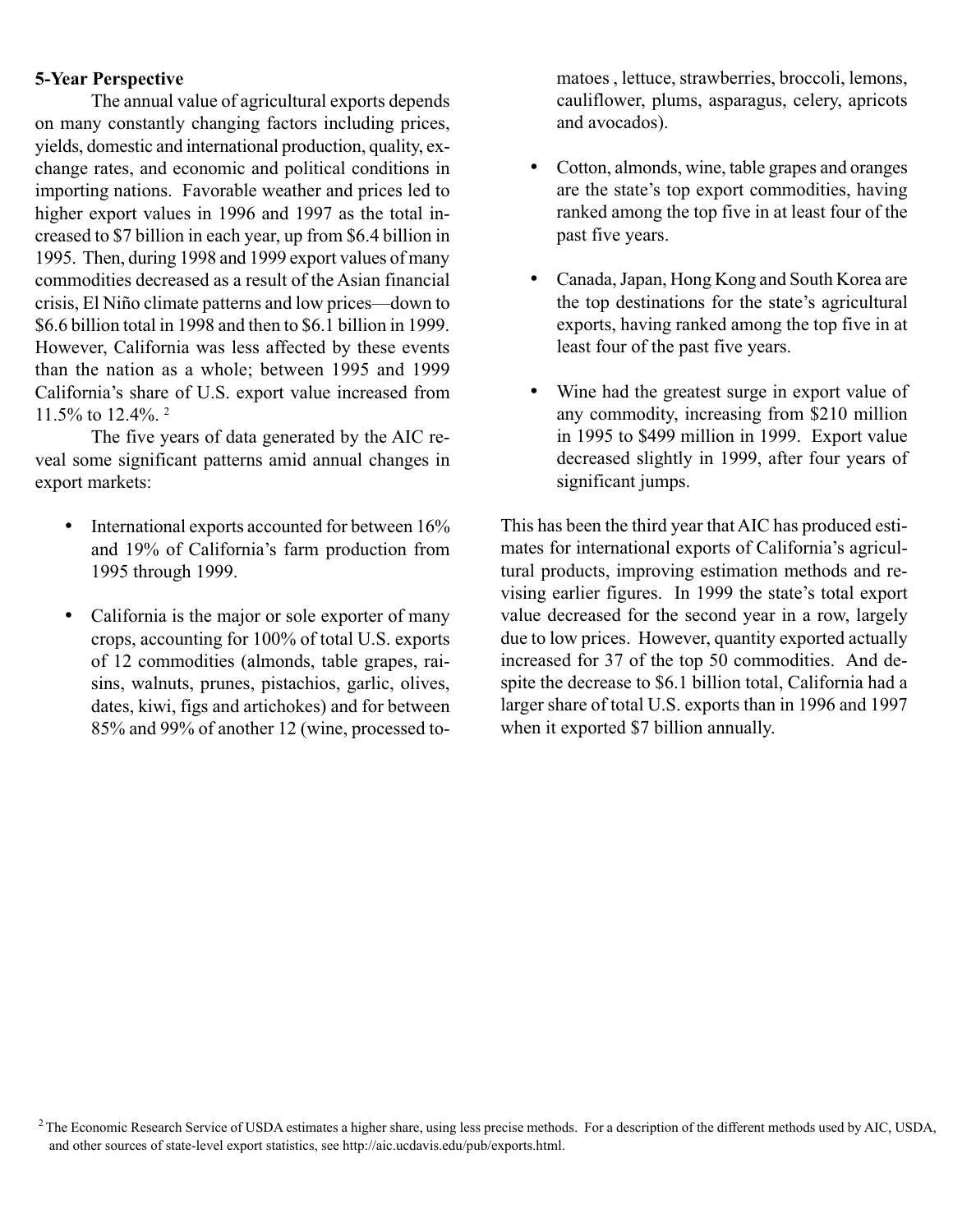**5-Year Perspective**

The annual value of agricultural exports depends on many constantly changing factors including prices, yields, domestic and international production, quality, exchange rates, and economic and political conditions in importing nations. Favorable weather and prices led to higher export values in 1996 and 1997 as the total increased to $7 billion in each year, up from $6.4 billion in 1995. Then, during 1998 and 1999 export values of many commodities decreased as a result of the Asian financial crisis, El Niño climate patterns and low prices—down to $6.6 billion total in 1998 and then to $6.1 billion in 1999. However, California was less affected by these events than the nation as a whole; between 1995 and 1999 California's share of U.S. export value increased from 11.5% to 12.4%. [2]

The five years of data generated by the AIC reveal some significant patterns amid annual changes in export markets:

- International exports accounted for between 16% and 19% of California's farm production from 1995 through 1999.
- California is the major or sole exporter of many crops, accounting for 100% of total U.S. exports of 12 commodities (almonds, table grapes, raisins, walnuts, prunes, pistachios, garlic, olives, dates, kiwi, figs and artichokes) and for between 85% and 99% of another 12 (wine, processed tomatoes , lettuce, strawberries, broccoli, lemons, cauliflower, plums, asparagus, celery, apricots and avocados).
- Cotton, almonds, wine, table grapes and oranges are the state's top export commodities, having ranked among the top five in at least four of the past five years.
- Canada, Japan, Hong Kong and South Korea are the top destinations for the state's agricultural exports, having ranked among the top five in at least four of the past five years.
- Wine had the greatest surge in export value of any commodity, increasing from $210 million in 1995 to $499 million in 1999. Export value decreased slightly in 1999, after four years of significant jumps.

This has been the third year that AIC has produced estimates for international exports of California's agricultural products, improving estimation methods and revising earlier figures. In 1999 the state's total export value decreased for the second year in a row, largely due to low prices. However, quantity exported actually increased for 37 of the top 50 commodities. And despite the decrease to $6.1 billion total, California had a larger share of total U.S. exports than in 1996 and 1997 when it exported $7 billion annually.

[2] The Economic Research Service of USDA estimates a higher share, using less precise methods. For a description of the different methods used by AIC, USDA, and other sources of state-level export statistics, see http://aic.ucdavis.edu/pub/exports.html.